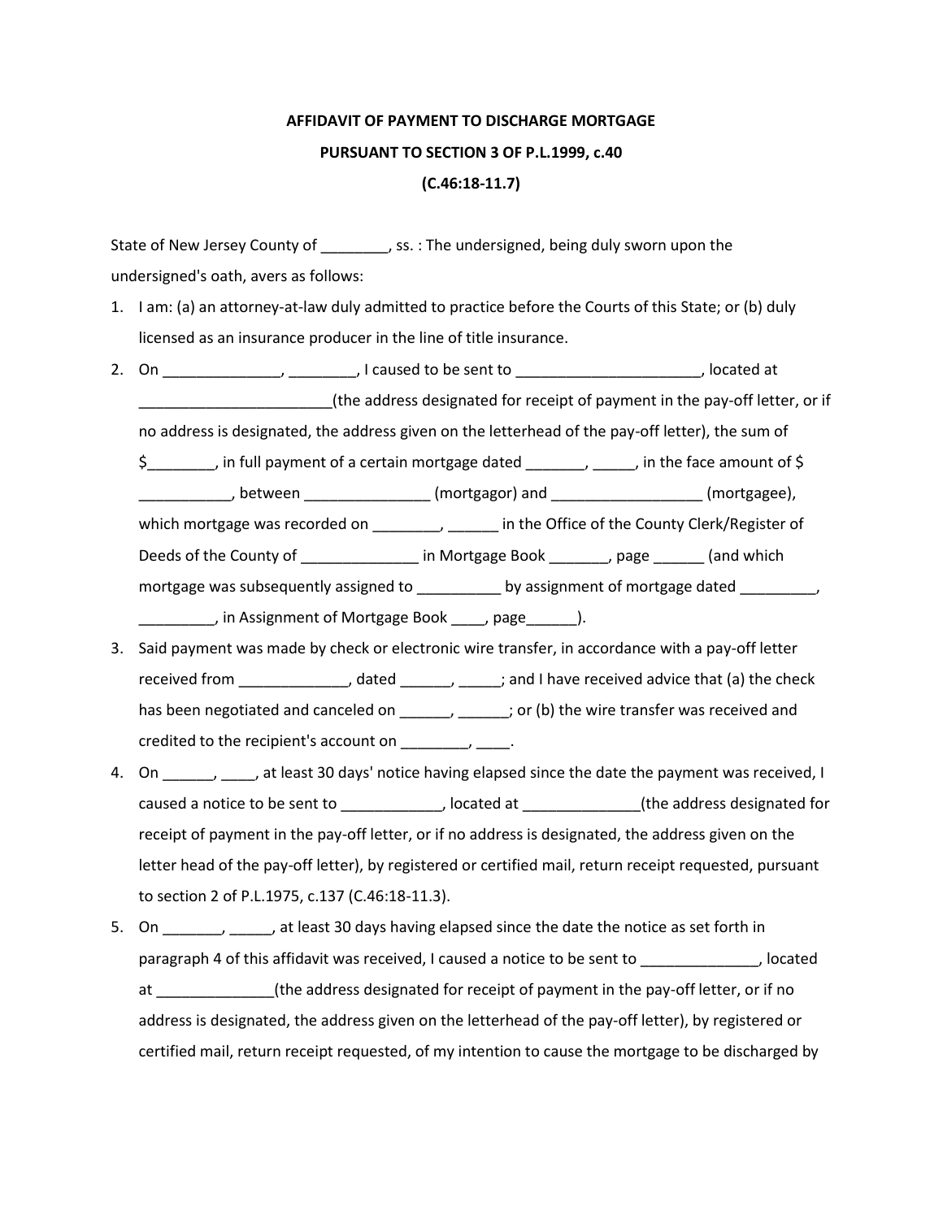**AFFIDAVIT OF PAYMENT TO DISCHARGE MORTGAGE**

**PURSUANT TO SECTION 3 OF P.L.1999, c.40**

**(C.46:18-11.7)**

State of New Jersey County of ________, ss. : The undersigned, being duly sworn upon the undersigned's oath, avers as follows:

1. I am: (a) an attorney-at-law duly admitted to practice before the Courts of this State; or (b) duly licensed as an insurance producer in the line of title insurance.
2. On ______________, ________, I caused to be sent to ______________________, located at _______________________(the address designated for receipt of payment in the pay-off letter, or if no address is designated, the address given on the letterhead of the pay-off letter), the sum of $________, in full payment of a certain mortgage dated _______, _____, in the face amount of $ ___________, between _______________ (mortgagor) and __________________ (mortgagee), which mortgage was recorded on ________, ______ in the Office of the County Clerk/Register of Deeds of the County of ______________ in Mortgage Book _______, page ______ (and which mortgage was subsequently assigned to __________ by assignment of mortgage dated _________, _________, in Assignment of Mortgage Book ____, page______).
3. Said payment was made by check or electronic wire transfer, in accordance with a pay-off letter received from _____________, dated ______, _____; and I have received advice that (a) the check has been negotiated and canceled on ______, ______; or (b) the wire transfer was received and credited to the recipient's account on ________, ____.
4. On ______, ____, at least 30 days' notice having elapsed since the date the payment was received, I caused a notice to be sent to ____________, located at ______________(the address designated for receipt of payment in the pay-off letter, or if no address is designated, the address given on the letter head of the pay-off letter), by registered or certified mail, return receipt requested, pursuant to section 2 of P.L.1975, c.137 (C.46:18-11.3).
5. On _______, _____, at least 30 days having elapsed since the date the notice as set forth in paragraph 4 of this affidavit was received, I caused a notice to be sent to ______________, located at ______________(the address designated for receipt of payment in the pay-off letter, or if no address is designated, the address given on the letterhead of the pay-off letter), by registered or certified mail, return receipt requested, of my intention to cause the mortgage to be discharged by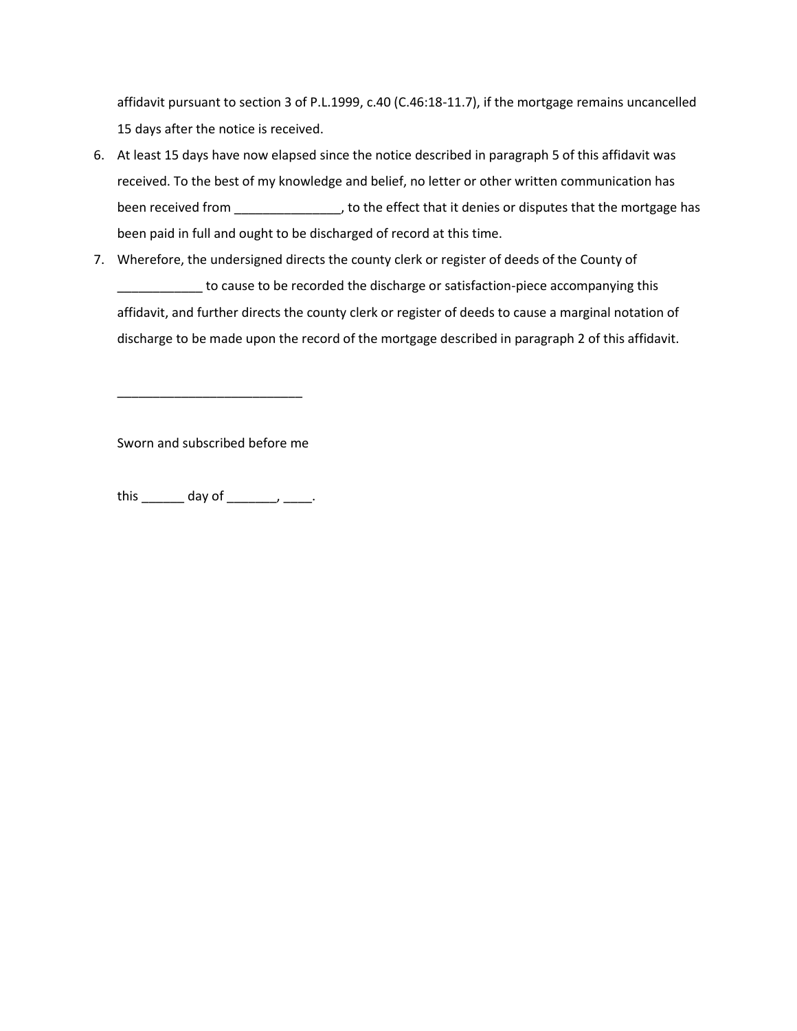affidavit pursuant to section 3 of P.L.1999, c.40 (C.46:18-11.7), if the mortgage remains uncancelled 15 days after the notice is received.

6. At least 15 days have now elapsed since the notice described in paragraph 5 of this affidavit was received. To the best of my knowledge and belief, no letter or other written communication has been received from _______________, to the effect that it denies or disputes that the mortgage has been paid in full and ought to be discharged of record at this time.
7. Wherefore, the undersigned directs the county clerk or register of deeds of the County of ____________ to cause to be recorded the discharge or satisfaction-piece accompanying this affidavit, and further directs the county clerk or register of deeds to cause a marginal notation of discharge to be made upon the record of the mortgage described in paragraph 2 of this affidavit.

___________________________

Sworn and subscribed before me

this ______ day of _______, ____.